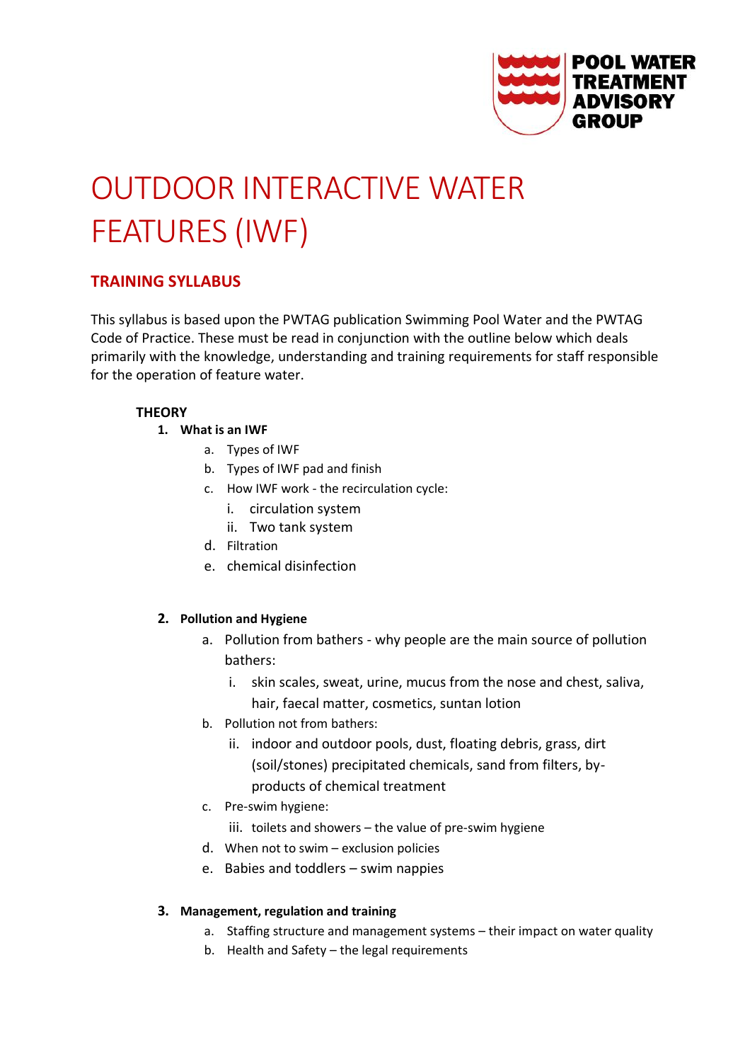POOL WATER TREATMENT ADVISORY GROUP

# OUTDOOR INTERACTIVE WATER FEATURES (IWF)

## TRAINING SYLLABUS

This syllabus is based upon the PWTAG publication Swimming Pool Water and the PWTAG Code of Practice. These must be read in conjunction with the outline below which deals primarily with the knowledge, understanding and training requirements for staff responsible for the operation of feature water.

### THEORY

1. **What is an IWF**
   a. Types of IWF
   b. Types of IWF pad and finish
   c. How IWF work - the recirculation cycle:
      i. circulation system
      ii. Two tank system
   d. Filtration
   e. chemical disinfection

2. **Pollution and Hygiene**
   a. Pollution from bathers - why people are the main source of pollution bathers:
      i. skin scales, sweat, urine, mucus from the nose and chest, saliva, hair, faecal matter, cosmetics, suntan lotion
   b. Pollution not from bathers:
      ii. indoor and outdoor pools, dust, floating debris, grass, dirt (soil/stones) precipitated chemicals, sand from filters, by-products of chemical treatment
   c. Pre-swim hygiene:
      iii. toilets and showers – the value of pre-swim hygiene
   d. When not to swim – exclusion policies
   e. Babies and toddlers – swim nappies

3. **Management, regulation and training**
   a. Staffing structure and management systems – their impact on water quality
   b. Health and Safety – the legal requirements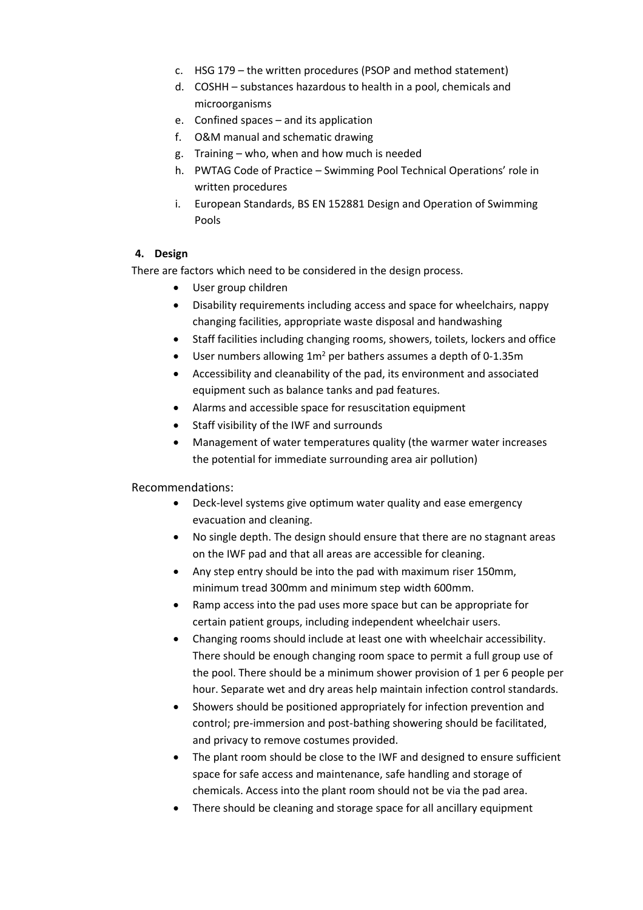c. HSG 179 – the written procedures (PSOP and method statement)
d. COSHH – substances hazardous to health in a pool, chemicals and microorganisms
e. Confined spaces – and its application
f. O&M manual and schematic drawing
g. Training – who, when and how much is needed
h. PWTAG Code of Practice – Swimming Pool Technical Operations' role in written procedures
i. European Standards, BS EN 152881 Design and Operation of Swimming Pools

**4. Design**

There are factors which need to be considered in the design process.

- User group children
- Disability requirements including access and space for wheelchairs, nappy changing facilities, appropriate waste disposal and handwashing
- Staff facilities including changing rooms, showers, toilets, lockers and office
- User numbers allowing $1m^2$ per bathers assumes a depth of 0-1.35m
- Accessibility and cleanability of the pad, its environment and associated equipment such as balance tanks and pad features.
- Alarms and accessible space for resuscitation equipment
- Staff visibility of the IWF and surrounds
- Management of water temperatures quality (the warmer water increases the potential for immediate surrounding area air pollution)

Recommendations:

- Deck-level systems give optimum water quality and ease emergency evacuation and cleaning.
- No single depth. The design should ensure that there are no stagnant areas on the IWF pad and that all areas are accessible for cleaning.
- Any step entry should be into the pad with maximum riser 150mm, minimum tread 300mm and minimum step width 600mm.
- Ramp access into the pad uses more space but can be appropriate for certain patient groups, including independent wheelchair users.
- Changing rooms should include at least one with wheelchair accessibility. There should be enough changing room space to permit a full group use of the pool. There should be a minimum shower provision of 1 per 6 people per hour. Separate wet and dry areas help maintain infection control standards.
- Showers should be positioned appropriately for infection prevention and control; pre-immersion and post-bathing showering should be facilitated, and privacy to remove costumes provided.
- The plant room should be close to the IWF and designed to ensure sufficient space for safe access and maintenance, safe handling and storage of chemicals. Access into the plant room should not be via the pad area.
- There should be cleaning and storage space for all ancillary equipment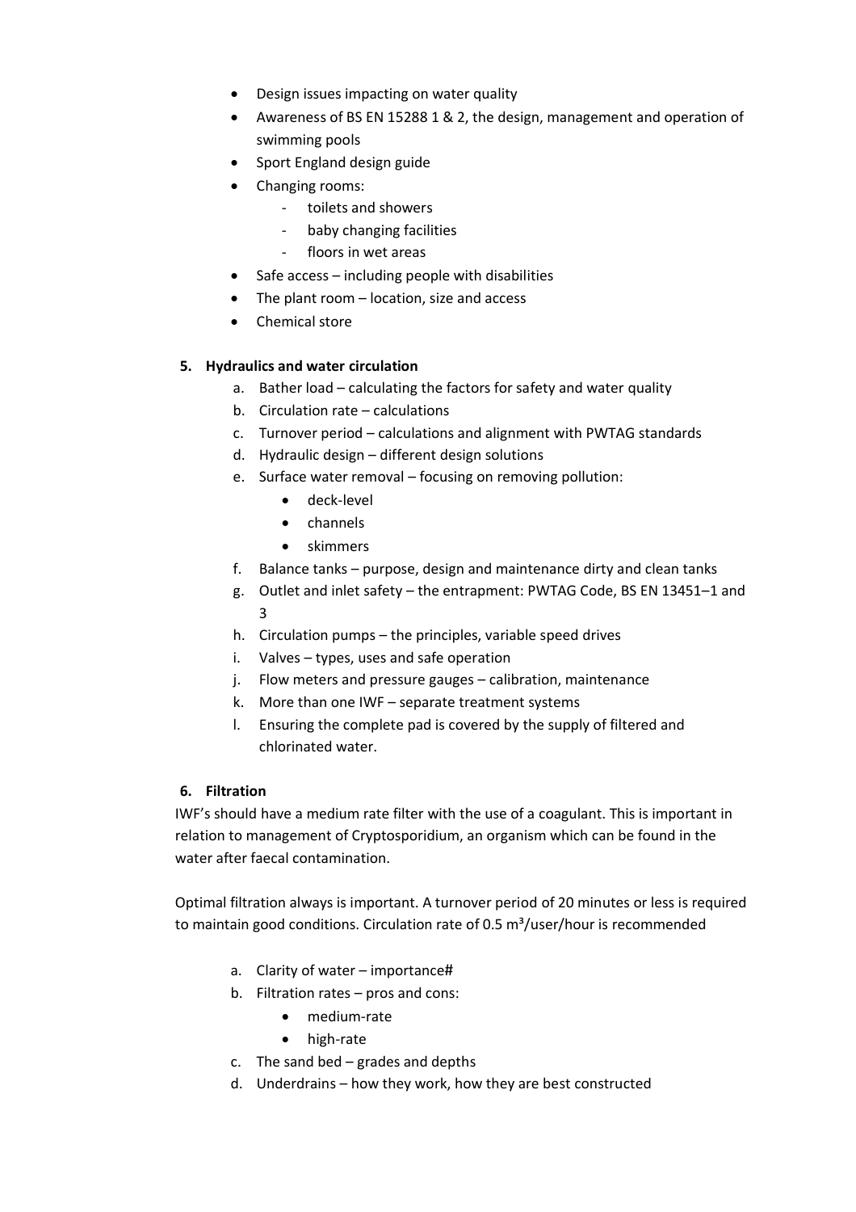- Design issues impacting on water quality
- Awareness of BS EN 15288 1 & 2, the design, management and operation of swimming pools
- Sport England design guide
- Changing rooms:
    - toilets and showers
    - baby changing facilities
    - floors in wet areas
- Safe access – including people with disabilities
- The plant room – location, size and access
- Chemical store

**5. Hydraulics and water circulation**

a. Bather load – calculating the factors for safety and water quality
b. Circulation rate – calculations
c. Turnover period – calculations and alignment with PWTAG standards
d. Hydraulic design – different design solutions
e. Surface water removal – focusing on removing pollution:
    - deck-level
    - channels
    - skimmers
f. Balance tanks – purpose, design and maintenance dirty and clean tanks
g. Outlet and inlet safety – the entrapment: PWTAG Code, BS EN 13451–1 and 3
h. Circulation pumps – the principles, variable speed drives
i. Valves – types, uses and safe operation
j. Flow meters and pressure gauges – calibration, maintenance
k. More than one IWF – separate treatment systems
l. Ensuring the complete pad is covered by the supply of filtered and chlorinated water.

**6. Filtration**

IWF's should have a medium rate filter with the use of a coagulant. This is important in relation to management of Cryptosporidium, an organism which can be found in the water after faecal contamination.

Optimal filtration always is important. A turnover period of 20 minutes or less is required to maintain good conditions. Circulation rate of 0.5 $m^3$/user/hour is recommended

a. Clarity of water – importance#
b. Filtration rates – pros and cons:
    - medium-rate
    - high-rate
c. The sand bed – grades and depths
d. Underdrains – how they work, how they are best constructed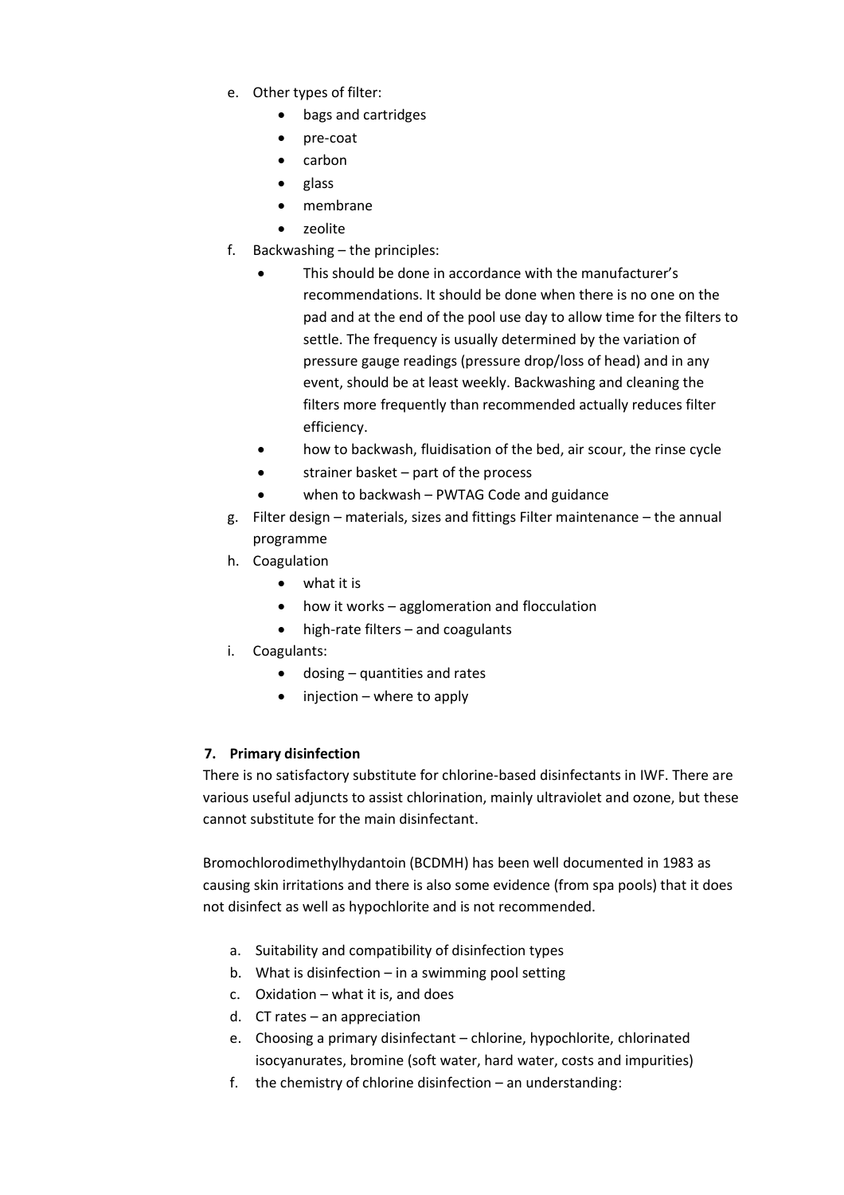e. Other types of filter:
    - bags and cartridges
    - pre-coat
    - carbon
    - glass
    - membrane
    - zeolite
f. Backwashing – the principles:
    - This should be done in accordance with the manufacturer's recommendations. It should be done when there is no one on the pad and at the end of the pool use day to allow time for the filters to settle. The frequency is usually determined by the variation of pressure gauge readings (pressure drop/loss of head) and in any event, should be at least weekly. Backwashing and cleaning the filters more frequently than recommended actually reduces filter efficiency.
    - how to backwash, fluidisation of the bed, air scour, the rinse cycle
    - strainer basket – part of the process
    - when to backwash – PWTAG Code and guidance
g. Filter design – materials, sizes and fittings Filter maintenance – the annual programme
h. Coagulation
    - what it is
    - how it works – agglomeration and flocculation
    - high-rate filters – and coagulants
i. Coagulants:
    - dosing – quantities and rates
    - injection – where to apply

**7. Primary disinfection**

There is no satisfactory substitute for chlorine-based disinfectants in IWF. There are various useful adjuncts to assist chlorination, mainly ultraviolet and ozone, but these cannot substitute for the main disinfectant.

Bromochlorodimethylhydantoin (BCDMH) has been well documented in 1983 as causing skin irritations and there is also some evidence (from spa pools) that it does not disinfect as well as hypochlorite and is not recommended.

a. Suitability and compatibility of disinfection types
b. What is disinfection – in a swimming pool setting
c. Oxidation – what it is, and does
d. CT rates – an appreciation
e. Choosing a primary disinfectant – chlorine, hypochlorite, chlorinated isocyanurates, bromine (soft water, hard water, costs and impurities)
f. the chemistry of chlorine disinfection – an understanding: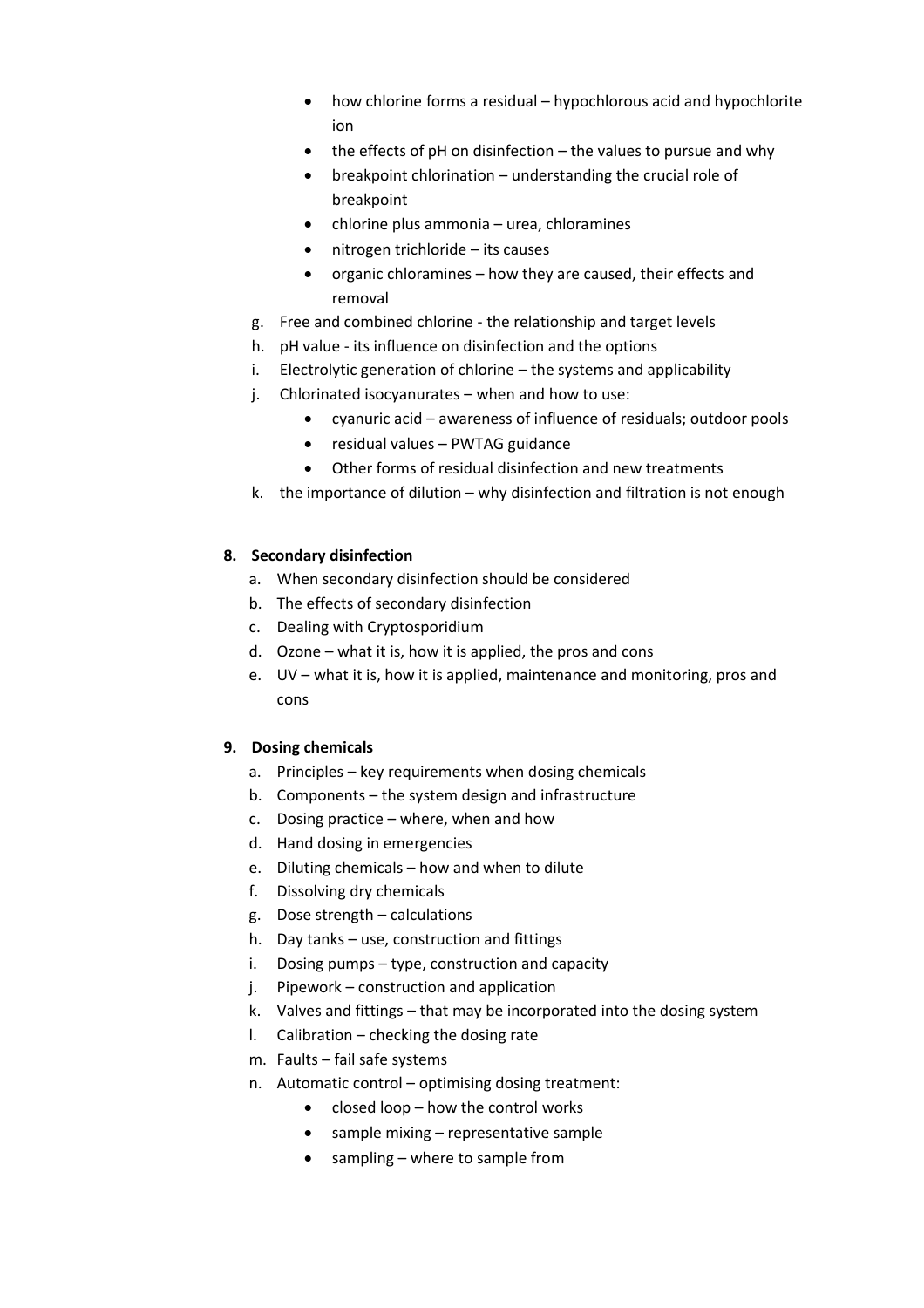- how chlorine forms a residual – hypochlorous acid and hypochlorite ion
- the effects of pH on disinfection – the values to pursue and why
- breakpoint chlorination – understanding the crucial role of breakpoint
- chlorine plus ammonia – urea, chloramines
- nitrogen trichloride – its causes
- organic chloramines – how they are caused, their effects and removal

g. Free and combined chlorine - the relationship and target levels
h. pH value - its influence on disinfection and the options
i. Electrolytic generation of chlorine – the systems and applicability
j. Chlorinated isocyanurates – when and how to use:
   - cyanuric acid – awareness of influence of residuals; outdoor pools
   - residual values – PWTAG guidance
   - Other forms of residual disinfection and new treatments

k. the importance of dilution – why disinfection and filtration is not enough

**8. Secondary disinfection**

a. When secondary disinfection should be considered
b. The effects of secondary disinfection
c. Dealing with Cryptosporidium
d. Ozone – what it is, how it is applied, the pros and cons
e. UV – what it is, how it is applied, maintenance and monitoring, pros and cons

**9. Dosing chemicals**

a. Principles – key requirements when dosing chemicals
b. Components – the system design and infrastructure
c. Dosing practice – where, when and how
d. Hand dosing in emergencies
e. Diluting chemicals – how and when to dilute
f. Dissolving dry chemicals
g. Dose strength – calculations
h. Day tanks – use, construction and fittings
i. Dosing pumps – type, construction and capacity
j. Pipework – construction and application
k. Valves and fittings – that may be incorporated into the dosing system
l. Calibration – checking the dosing rate
m. Faults – fail safe systems
n. Automatic control – optimising dosing treatment:
   - closed loop – how the control works
   - sample mixing – representative sample
   - sampling – where to sample from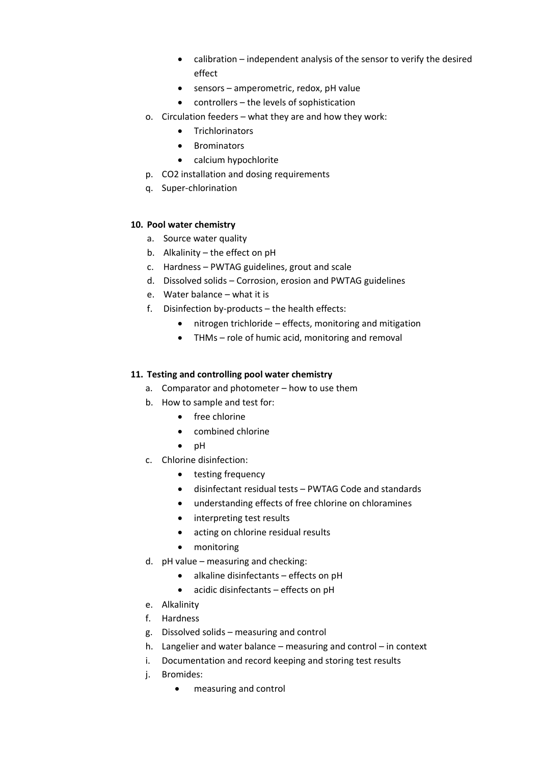- calibration – independent analysis of the sensor to verify the desired effect
- sensors – amperometric, redox, pH value
- controllers – the levels of sophistication

o. Circulation feeders – what they are and how they work:
   - Trichlorinators
   - Brominators
   - calcium hypochlorite

p. $CO_2$ installation and dosing requirements

q. Super-chlorination

**10. Pool water chemistry**

a. Source water quality
b. Alkalinity – the effect on pH
c. Hardness – PWTAG guidelines, grout and scale
d. Dissolved solids – Corrosion, erosion and PWTAG guidelines
e. Water balance – what it is
f. Disinfection by-products – the health effects:
   - nitrogen trichloride – effects, monitoring and mitigation
   - THMs – role of humic acid, monitoring and removal

**11. Testing and controlling pool water chemistry**

a. Comparator and photometer – how to use them
b. How to sample and test for:
   - free chlorine
   - combined chlorine
   - pH
c. Chlorine disinfection:
   - testing frequency
   - disinfectant residual tests – PWTAG Code and standards
   - understanding effects of free chlorine on chloramines
   - interpreting test results
   - acting on chlorine residual results
   - monitoring
d. pH value – measuring and checking:
   - alkaline disinfectants – effects on pH
   - acidic disinfectants – effects on pH
e. Alkalinity
f. Hardness
g. Dissolved solids – measuring and control
h. Langelier and water balance – measuring and control – in context
i. Documentation and record keeping and storing test results
j. Bromides:
   - measuring and control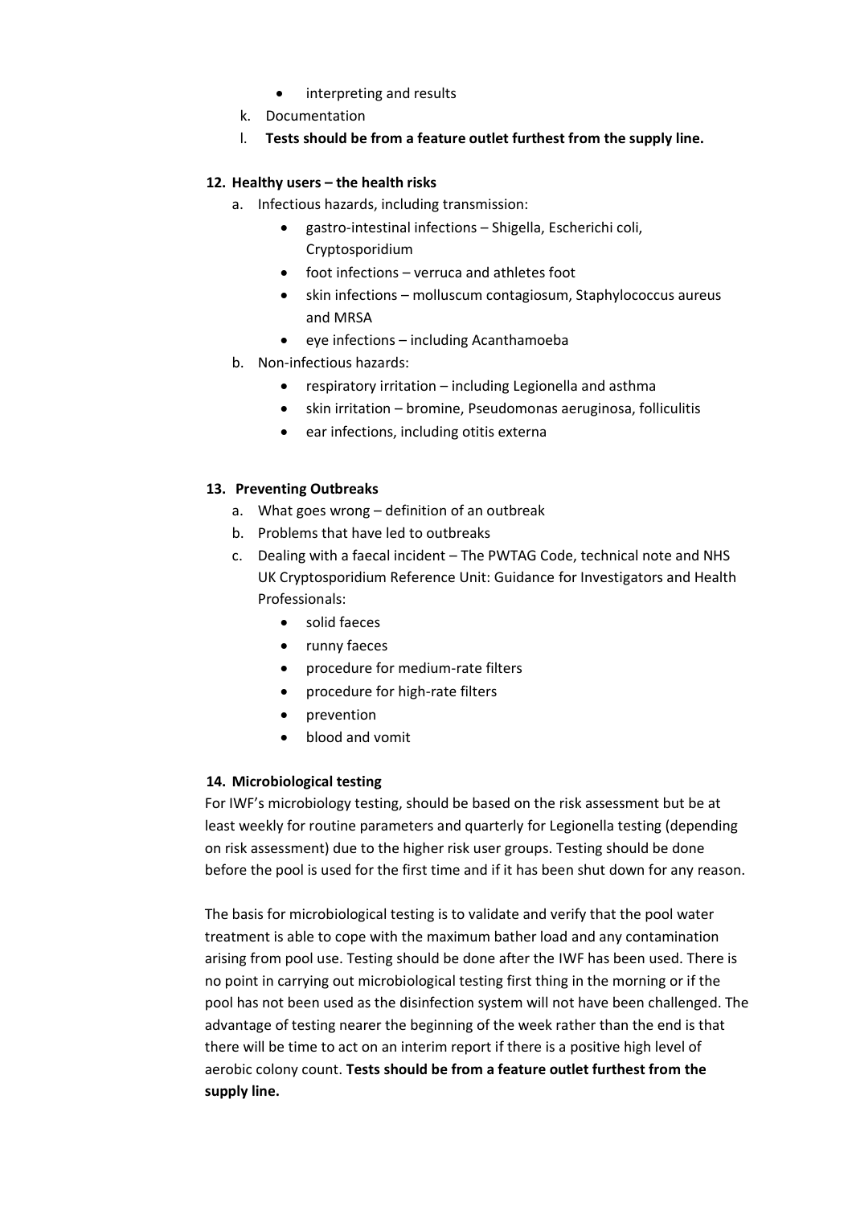- interpreting and results

k. Documentation

l. **Tests should be from a feature outlet furthest from the supply line.**

**12. Healthy users – the health risks**

a. Infectious hazards, including transmission:
   - gastro-intestinal infections – Shigella, Escherichi coli, Cryptosporidium
   - foot infections – verruca and athletes foot
   - skin infections – molluscum contagiosum, Staphylococcus aureus and MRSA
   - eye infections – including Acanthamoeba

b. Non-infectious hazards:
   - respiratory irritation – including Legionella and asthma
   - skin irritation – bromine, Pseudomonas aeruginosa, folliculitis
   - ear infections, including otitis externa

**13. Preventing Outbreaks**

a. What goes wrong – definition of an outbreak

b. Problems that have led to outbreaks

c. Dealing with a faecal incident – The PWTAG Code, technical note and NHS UK Cryptosporidium Reference Unit: Guidance for Investigators and Health Professionals:
   - solid faeces
   - runny faeces
   - procedure for medium-rate filters
   - procedure for high-rate filters
   - prevention
   - blood and vomit

**14. Microbiological testing**

For IWF's microbiology testing, should be based on the risk assessment but be at least weekly for routine parameters and quarterly for Legionella testing (depending on risk assessment) due to the higher risk user groups. Testing should be done before the pool is used for the first time and if it has been shut down for any reason.

The basis for microbiological testing is to validate and verify that the pool water treatment is able to cope with the maximum bather load and any contamination arising from pool use. Testing should be done after the IWF has been used. There is no point in carrying out microbiological testing first thing in the morning or if the pool has not been used as the disinfection system will not have been challenged. The advantage of testing nearer the beginning of the week rather than the end is that there will be time to act on an interim report if there is a positive high level of aerobic colony count. **Tests should be from a feature outlet furthest from the supply line.**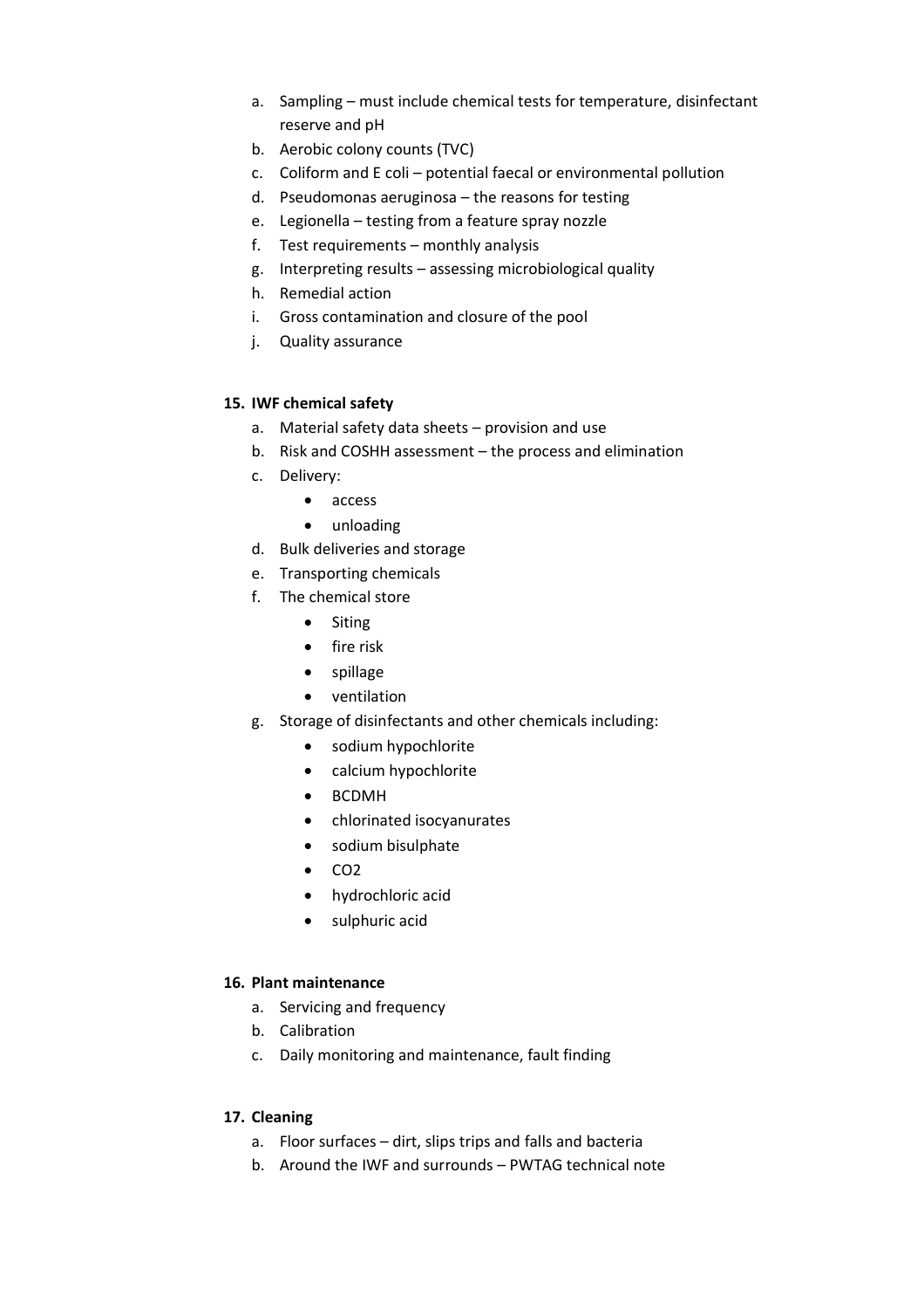a. Sampling – must include chemical tests for temperature, disinfectant reserve and pH
b. Aerobic colony counts (TVC)
c. Coliform and E coli – potential faecal or environmental pollution
d. Pseudomonas aeruginosa – the reasons for testing
e. Legionella – testing from a feature spray nozzle
f. Test requirements – monthly analysis
g. Interpreting results – assessing microbiological quality
h. Remedial action
i. Gross contamination and closure of the pool
j. Quality assurance

**15. IWF chemical safety**

a. Material safety data sheets – provision and use
b. Risk and COSHH assessment – the process and elimination
c. Delivery:
   - access
   - unloading
d. Bulk deliveries and storage
e. Transporting chemicals
f. The chemical store
   - Siting
   - fire risk
   - spillage
   - ventilation
g. Storage of disinfectants and other chemicals including:
   - sodium hypochlorite
   - calcium hypochlorite
   - BCDMH
   - chlorinated isocyanurates
   - sodium bisulphate
   - $CO_2$
   - hydrochloric acid
   - sulphuric acid

**16. Plant maintenance**

a. Servicing and frequency
b. Calibration
c. Daily monitoring and maintenance, fault finding

**17. Cleaning**

a. Floor surfaces – dirt, slips trips and falls and bacteria
b. Around the IWF and surrounds – PWTAG technical note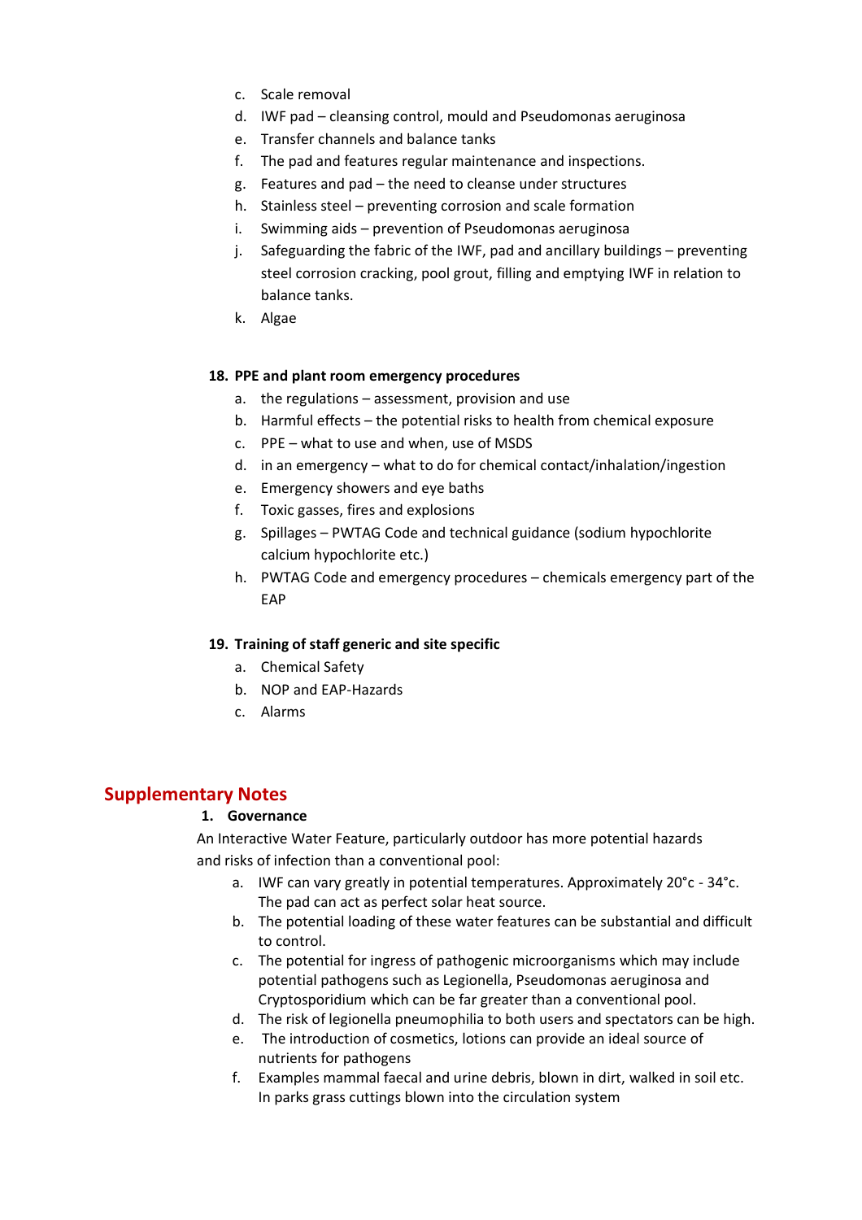c. Scale removal
d. IWF pad – cleansing control, mould and Pseudomonas aeruginosa
e. Transfer channels and balance tanks
f. The pad and features regular maintenance and inspections.
g. Features and pad – the need to cleanse under structures
h. Stainless steel – preventing corrosion and scale formation
i. Swimming aids – prevention of Pseudomonas aeruginosa
j. Safeguarding the fabric of the IWF, pad and ancillary buildings – preventing steel corrosion cracking, pool grout, filling and emptying IWF in relation to balance tanks.
k. Algae

**18. PPE and plant room emergency procedures**

a. the regulations – assessment, provision and use
b. Harmful effects – the potential risks to health from chemical exposure
c. PPE – what to use and when, use of MSDS
d. in an emergency – what to do for chemical contact/inhalation/ingestion
e. Emergency showers and eye baths
f. Toxic gasses, fires and explosions
g. Spillages – PWTAG Code and technical guidance (sodium hypochlorite calcium hypochlorite etc.)
h. PWTAG Code and emergency procedures – chemicals emergency part of the EAP

**19. Training of staff generic and site specific**

a. Chemical Safety
b. NOP and EAP-Hazards
c. Alarms

## Supplementary Notes

**1. Governance**

An Interactive Water Feature, particularly outdoor has more potential hazards and risks of infection than a conventional pool:

a. IWF can vary greatly in potential temperatures. Approximately 20°c - 34°c. The pad can act as perfect solar heat source.
b. The potential loading of these water features can be substantial and difficult to control.
c. The potential for ingress of pathogenic microorganisms which may include potential pathogens such as Legionella, Pseudomonas aeruginosa and Cryptosporidium which can be far greater than a conventional pool.
d. The risk of legionella pneumophilia to both users and spectators can be high.
e. The introduction of cosmetics, lotions can provide an ideal source of nutrients for pathogens
f. Examples mammal faecal and urine debris, blown in dirt, walked in soil etc. In parks grass cuttings blown into the circulation system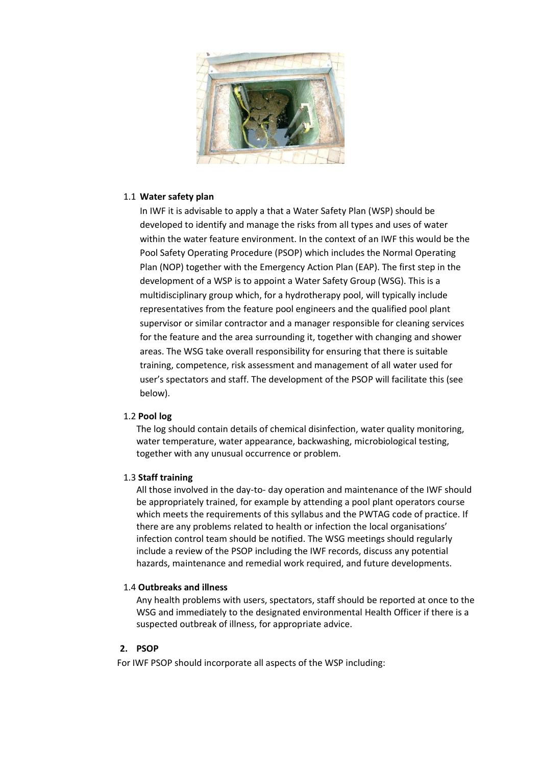### 1.1 Water safety plan

In IWF it is advisable to apply a that a Water Safety Plan (WSP) should be developed to identify and manage the risks from all types and uses of water within the water feature environment. In the context of an IWF this would be the Pool Safety Operating Procedure (PSOP) which includes the Normal Operating Plan (NOP) together with the Emergency Action Plan (EAP). The first step in the development of a WSP is to appoint a Water Safety Group (WSG). This is a multidisciplinary group which, for a hydrotherapy pool, will typically include representatives from the feature pool engineers and the qualified pool plant supervisor or similar contractor and a manager responsible for cleaning services for the feature and the area surrounding it, together with changing and shower areas. The WSG take overall responsibility for ensuring that there is suitable training, competence, risk assessment and management of all water used for user's spectators and staff. The development of the PSOP will facilitate this (see below).

### 1.2 Pool log

The log should contain details of chemical disinfection, water quality monitoring, water temperature, water appearance, backwashing, microbiological testing, together with any unusual occurrence or problem.

### 1.3 Staff training

All those involved in the day-to- day operation and maintenance of the IWF should be appropriately trained, for example by attending a pool plant operators course which meets the requirements of this syllabus and the PWTAG code of practice. If there are any problems related to health or infection the local organisations' infection control team should be notified. The WSG meetings should regularly include a review of the PSOP including the IWF records, discuss any potential hazards, maintenance and remedial work required, and future developments.

### 1.4 Outbreaks and illness

Any health problems with users, spectators, staff should be reported at once to the WSG and immediately to the designated environmental Health Officer if there is a suspected outbreak of illness, for appropriate advice.

## 2. PSOP

For IWF PSOP should incorporate all aspects of the WSP including: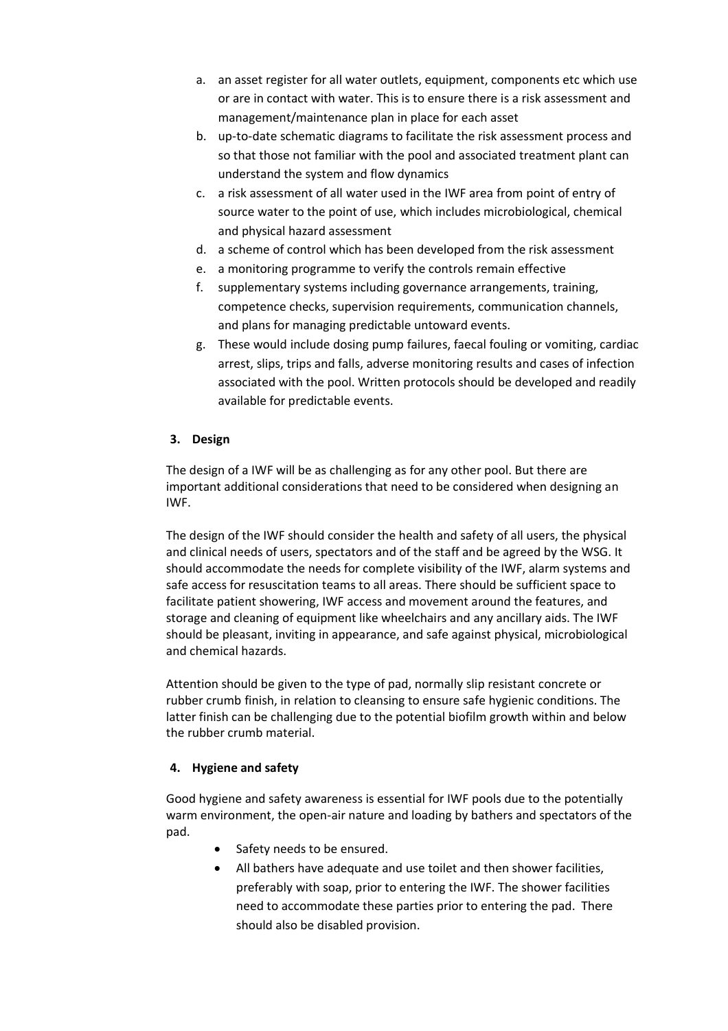a. an asset register for all water outlets, equipment, components etc which use or are in contact with water. This is to ensure there is a risk assessment and management/maintenance plan in place for each asset
b. up-to-date schematic diagrams to facilitate the risk assessment process and so that those not familiar with the pool and associated treatment plant can understand the system and flow dynamics
c. a risk assessment of all water used in the IWF area from point of entry of source water to the point of use, which includes microbiological, chemical and physical hazard assessment
d. a scheme of control which has been developed from the risk assessment
e. a monitoring programme to verify the controls remain effective
f. supplementary systems including governance arrangements, training, competence checks, supervision requirements, communication channels, and plans for managing predictable untoward events.
g. These would include dosing pump failures, faecal fouling or vomiting, cardiac arrest, slips, trips and falls, adverse monitoring results and cases of infection associated with the pool. Written protocols should be developed and readily available for predictable events.

## 3. Design

The design of a IWF will be as challenging as for any other pool. But there are important additional considerations that need to be considered when designing an IWF.

The design of the IWF should consider the health and safety of all users, the physical and clinical needs of users, spectators and of the staff and be agreed by the WSG. It should accommodate the needs for complete visibility of the IWF, alarm systems and safe access for resuscitation teams to all areas. There should be sufficient space to facilitate patient showering, IWF access and movement around the features, and storage and cleaning of equipment like wheelchairs and any ancillary aids. The IWF should be pleasant, inviting in appearance, and safe against physical, microbiological and chemical hazards.

Attention should be given to the type of pad, normally slip resistant concrete or rubber crumb finish, in relation to cleansing to ensure safe hygienic conditions. The latter finish can be challenging due to the potential biofilm growth within and below the rubber crumb material.

## 4. Hygiene and safety

Good hygiene and safety awareness is essential for IWF pools due to the potentially warm environment, the open-air nature and loading by bathers and spectators of the pad.

- Safety needs to be ensured.
- All bathers have adequate and use toilet and then shower facilities, preferably with soap, prior to entering the IWF. The shower facilities need to accommodate these parties prior to entering the pad. There should also be disabled provision.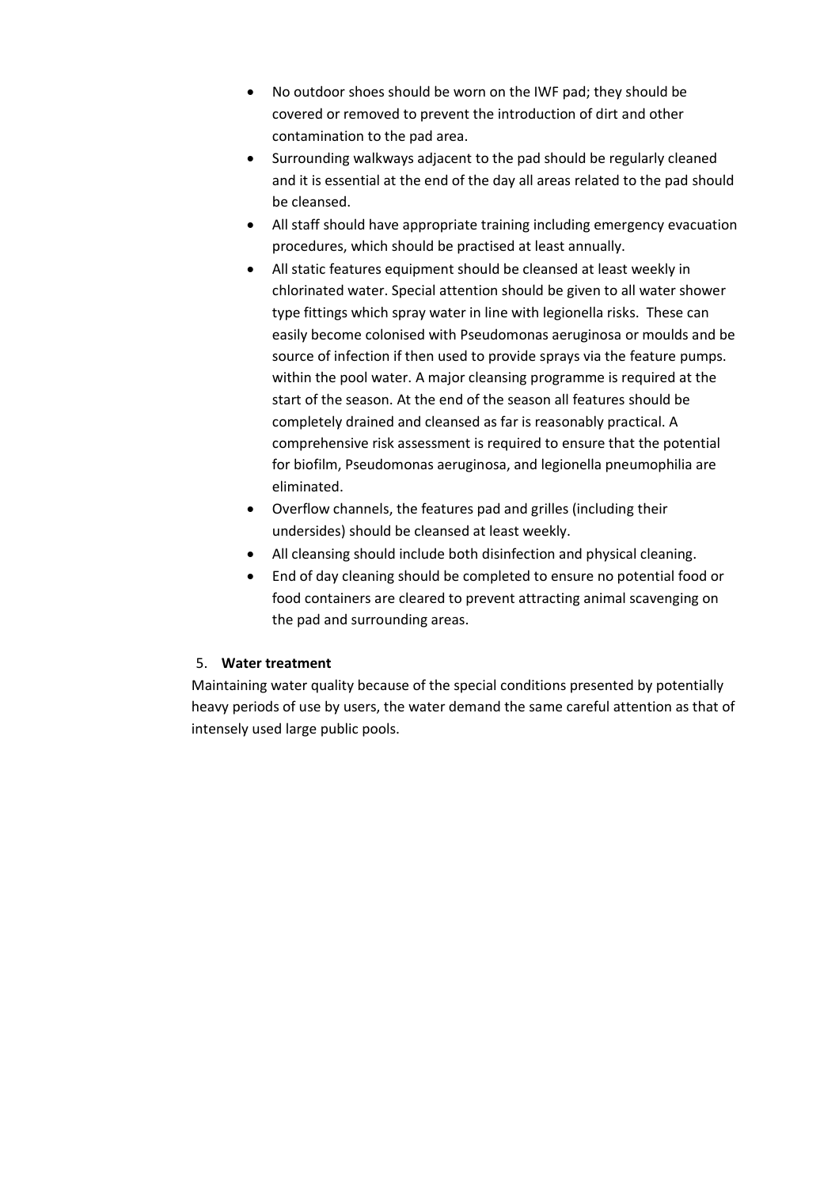- No outdoor shoes should be worn on the IWF pad; they should be covered or removed to prevent the introduction of dirt and other contamination to the pad area.
- Surrounding walkways adjacent to the pad should be regularly cleaned and it is essential at the end of the day all areas related to the pad should be cleansed.
- All staff should have appropriate training including emergency evacuation procedures, which should be practised at least annually.
- All static features equipment should be cleansed at least weekly in chlorinated water. Special attention should be given to all water shower type fittings which spray water in line with legionella risks. These can easily become colonised with Pseudomonas aeruginosa or moulds and be source of infection if then used to provide sprays via the feature pumps. within the pool water. A major cleansing programme is required at the start of the season. At the end of the season all features should be completely drained and cleansed as far is reasonably practical. A comprehensive risk assessment is required to ensure that the potential for biofilm, Pseudomonas aeruginosa, and legionella pneumophilia are eliminated.
- Overflow channels, the features pad and grilles (including their undersides) should be cleansed at least weekly.
- All cleansing should include both disinfection and physical cleaning.
- End of day cleaning should be completed to ensure no potential food or food containers are cleared to prevent attracting animal scavenging on the pad and surrounding areas.

5. **Water treatment**

Maintaining water quality because of the special conditions presented by potentially heavy periods of use by users, the water demand the same careful attention as that of intensely used large public pools.